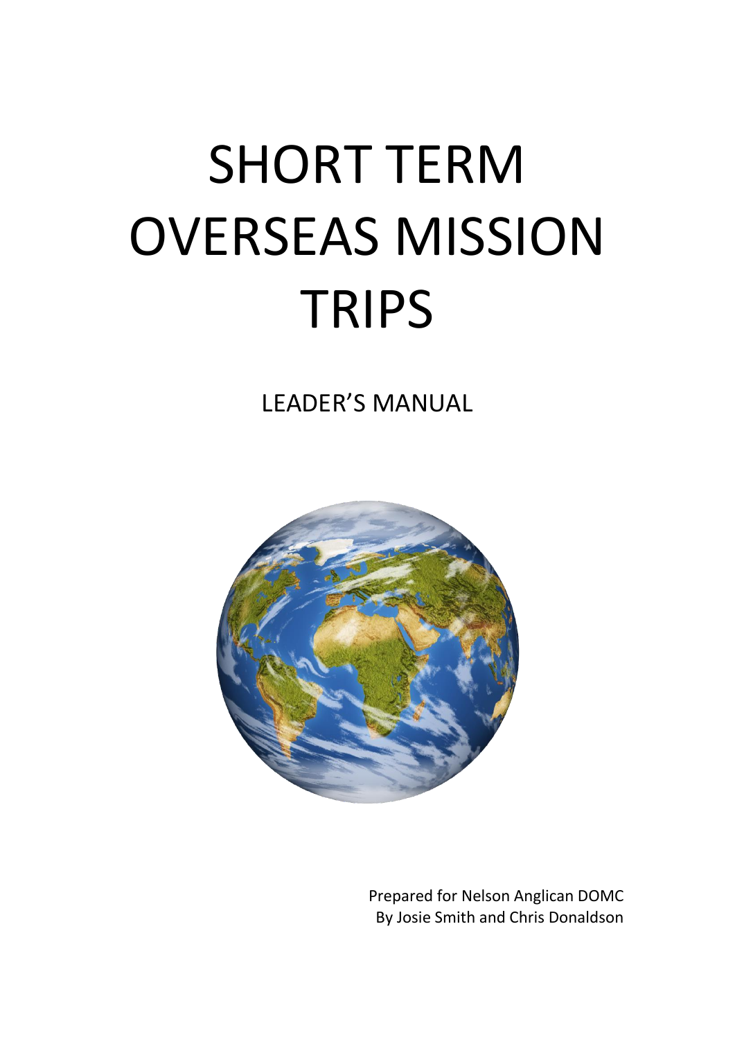# SHORT TERM OVERSEAS MISSION TRIPS

## LEADER'S MANUAL

Prepared for Nelson Anglican DOMC
By Josie Smith and Chris Donaldson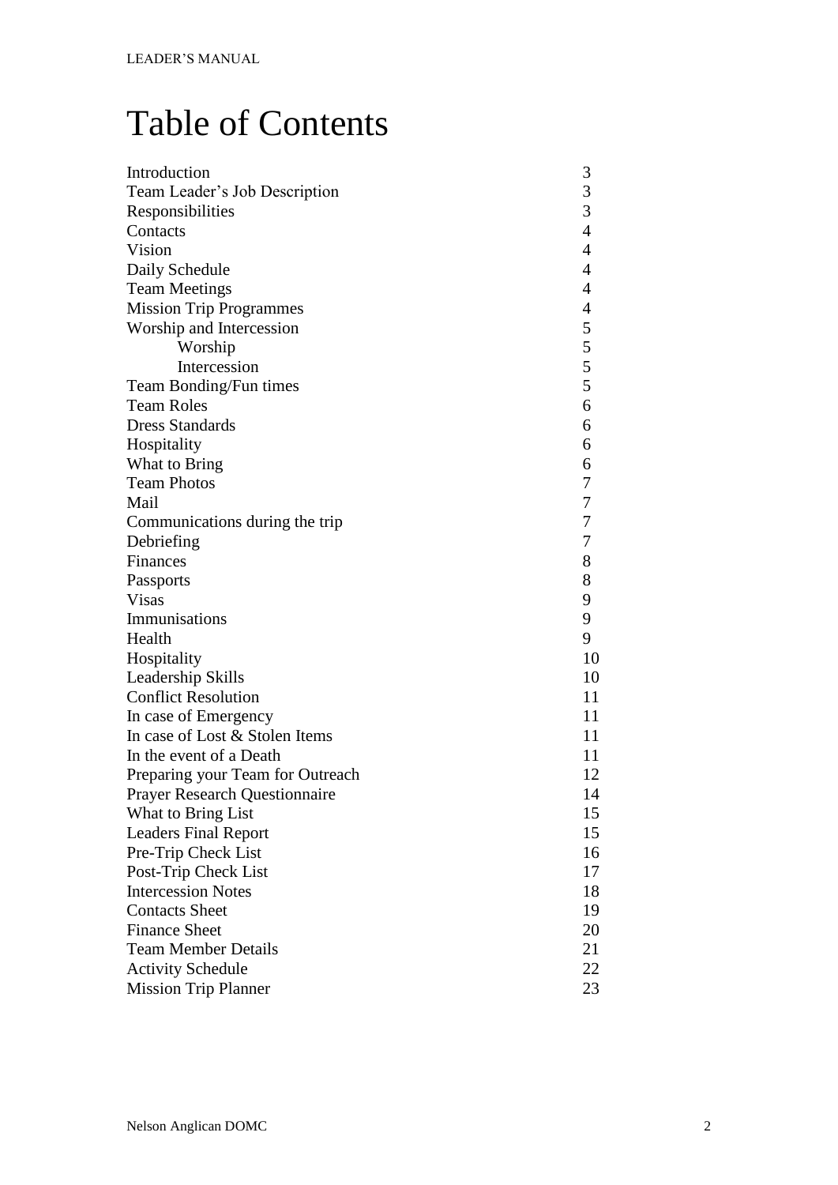# Table of Contents

| | |
|---|---|
| Introduction | 3 |
| Team Leader's Job Description | 3 |
| Responsibilities | 3 |
| Contacts | 4 |
| Vision | 4 |
| Daily Schedule | 4 |
| Team Meetings | 4 |
| Mission Trip Programmes | 4 |
| Worship and Intercession | 5 |
| &nbsp;&nbsp;&nbsp;&nbsp;Worship | 5 |
| &nbsp;&nbsp;&nbsp;&nbsp;Intercession | 5 |
| Team Bonding/Fun times | 5 |
| Team Roles | 6 |
| Dress Standards | 6 |
| Hospitality | 6 |
| What to Bring | 6 |
| Team Photos | 7 |
| Mail | 7 |
| Communications during the trip | 7 |
| Debriefing | 7 |
| Finances | 8 |
| Passports | 8 |
| Visas | 9 |
| Immunisations | 9 |
| Health | 9 |
| Hospitality | 10 |
| Leadership Skills | 10 |
| Conflict Resolution | 11 |
| In case of Emergency | 11 |
| In case of Lost & Stolen Items | 11 |
| In the event of a Death | 11 |
| Preparing your Team for Outreach | 12 |
| Prayer Research Questionnaire | 14 |
| What to Bring List | 15 |
| Leaders Final Report | 15 |
| Pre-Trip Check List | 16 |
| Post-Trip Check List | 17 |
| Intercession Notes | 18 |
| Contacts Sheet | 19 |
| Finance Sheet | 20 |
| Team Member Details | 21 |
| Activity Schedule | 22 |
| Mission Trip Planner | 23 |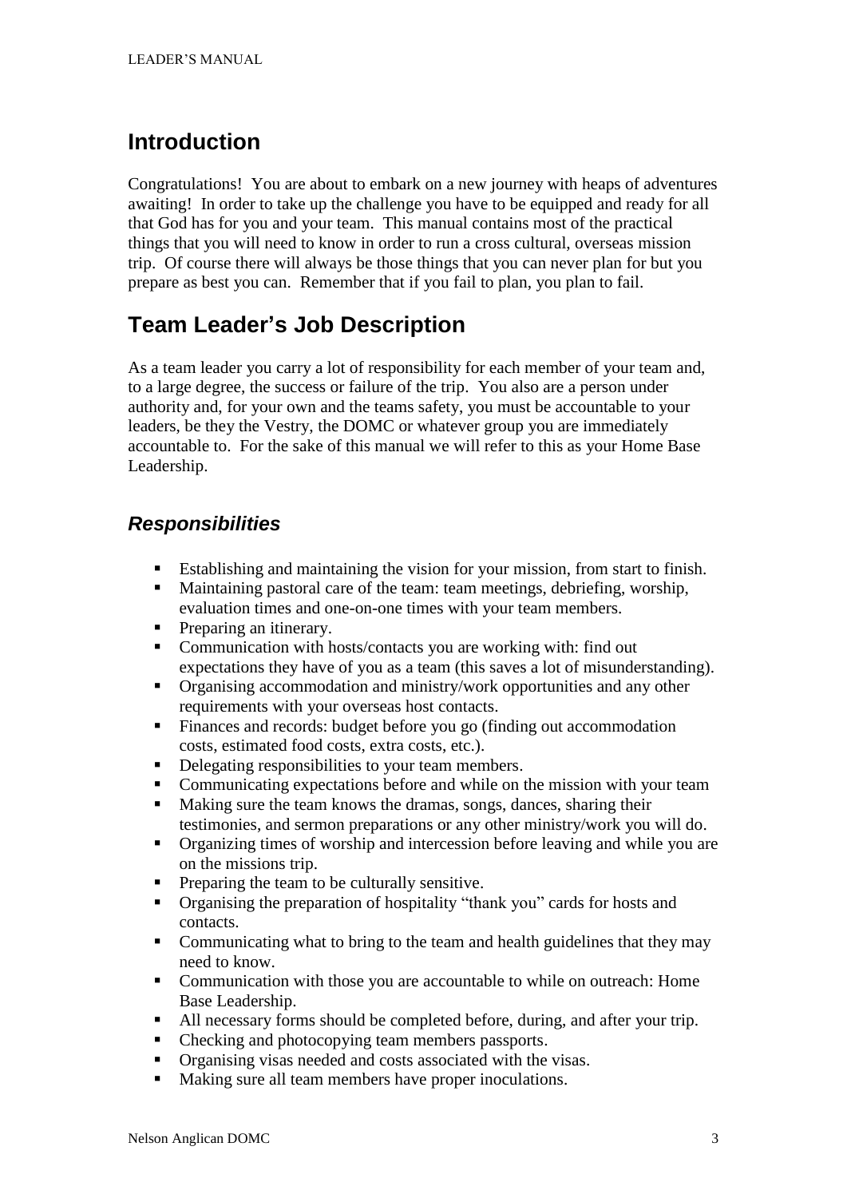## Introduction

Congratulations! You are about to embark on a new journey with heaps of adventures awaiting! In order to take up the challenge you have to be equipped and ready for all that God has for you and your team. This manual contains most of the practical things that you will need to know in order to run a cross cultural, overseas mission trip. Of course there will always be those things that you can never plan for but you prepare as best you can. Remember that if you fail to plan, you plan to fail.

## Team Leader's Job Description

As a team leader you carry a lot of responsibility for each member of your team and, to a large degree, the success or failure of the trip. You also are a person under authority and, for your own and the teams safety, you must be accountable to your leaders, be they the Vestry, the DOMC or whatever group you are immediately accountable to. For the sake of this manual we will refer to this as your Home Base Leadership.

### *Responsibilities*

- Establishing and maintaining the vision for your mission, from start to finish.
- Maintaining pastoral care of the team: team meetings, debriefing, worship, evaluation times and one-on-one times with your team members.
- Preparing an itinerary.
- Communication with hosts/contacts you are working with: find out expectations they have of you as a team (this saves a lot of misunderstanding).
- Organising accommodation and ministry/work opportunities and any other requirements with your overseas host contacts.
- Finances and records: budget before you go (finding out accommodation costs, estimated food costs, extra costs, etc.).
- Delegating responsibilities to your team members.
- Communicating expectations before and while on the mission with your team
- Making sure the team knows the dramas, songs, dances, sharing their testimonies, and sermon preparations or any other ministry/work you will do.
- Organizing times of worship and intercession before leaving and while you are on the missions trip.
- Preparing the team to be culturally sensitive.
- Organising the preparation of hospitality "thank you" cards for hosts and contacts.
- Communicating what to bring to the team and health guidelines that they may need to know.
- Communication with those you are accountable to while on outreach: Home Base Leadership.
- All necessary forms should be completed before, during, and after your trip.
- Checking and photocopying team members passports.
- Organising visas needed and costs associated with the visas.
- Making sure all team members have proper inoculations.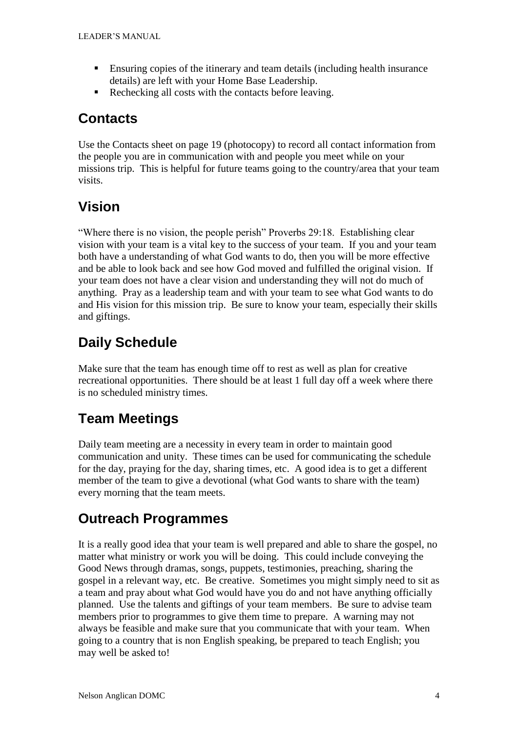- Ensuring copies of the itinerary and team details (including health insurance details) are left with your Home Base Leadership.
- Rechecking all costs with the contacts before leaving.

## Contacts

Use the Contacts sheet on page 19 (photocopy) to record all contact information from the people you are in communication with and people you meet while on your missions trip. This is helpful for future teams going to the country/area that your team visits.

## Vision

"Where there is no vision, the people perish" Proverbs 29:18. Establishing clear vision with your team is a vital key to the success of your team. If you and your team both have a understanding of what God wants to do, then you will be more effective and be able to look back and see how God moved and fulfilled the original vision. If your team does not have a clear vision and understanding they will not do much of anything. Pray as a leadership team and with your team to see what God wants to do and His vision for this mission trip. Be sure to know your team, especially their skills and giftings.

## Daily Schedule

Make sure that the team has enough time off to rest as well as plan for creative recreational opportunities. There should be at least 1 full day off a week where there is no scheduled ministry times.

## Team Meetings

Daily team meeting are a necessity in every team in order to maintain good communication and unity. These times can be used for communicating the schedule for the day, praying for the day, sharing times, etc. A good idea is to get a different member of the team to give a devotional (what God wants to share with the team) every morning that the team meets.

## Outreach Programmes

It is a really good idea that your team is well prepared and able to share the gospel, no matter what ministry or work you will be doing. This could include conveying the Good News through dramas, songs, puppets, testimonies, preaching, sharing the gospel in a relevant way, etc. Be creative. Sometimes you might simply need to sit as a team and pray about what God would have you do and not have anything officially planned. Use the talents and giftings of your team members. Be sure to advise team members prior to programmes to give them time to prepare. A warning may not always be feasible and make sure that you communicate that with your team. When going to a country that is non English speaking, be prepared to teach English; you may well be asked to!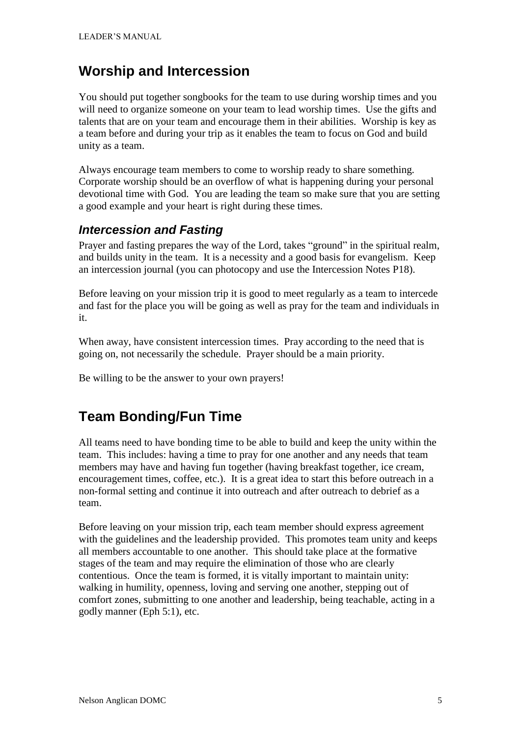## Worship and Intercession

You should put together songbooks for the team to use during worship times and you will need to organize someone on your team to lead worship times. Use the gifts and talents that are on your team and encourage them in their abilities. Worship is key as a team before and during your trip as it enables the team to focus on God and build unity as a team.

Always encourage team members to come to worship ready to share something. Corporate worship should be an overflow of what is happening during your personal devotional time with God. You are leading the team so make sure that you are setting a good example and your heart is right during these times.

### *Intercession and Fasting*

Prayer and fasting prepares the way of the Lord, takes "ground" in the spiritual realm, and builds unity in the team. It is a necessity and a good basis for evangelism. Keep an intercession journal (you can photocopy and use the Intercession Notes P18).

Before leaving on your mission trip it is good to meet regularly as a team to intercede and fast for the place you will be going as well as pray for the team and individuals in it.

When away, have consistent intercession times. Pray according to the need that is going on, not necessarily the schedule. Prayer should be a main priority.

Be willing to be the answer to your own prayers!

## Team Bonding/Fun Time

All teams need to have bonding time to be able to build and keep the unity within the team. This includes: having a time to pray for one another and any needs that team members may have and having fun together (having breakfast together, ice cream, encouragement times, coffee, etc.). It is a great idea to start this before outreach in a non-formal setting and continue it into outreach and after outreach to debrief as a team.

Before leaving on your mission trip, each team member should express agreement with the guidelines and the leadership provided. This promotes team unity and keeps all members accountable to one another. This should take place at the formative stages of the team and may require the elimination of those who are clearly contentious. Once the team is formed, it is vitally important to maintain unity: walking in humility, openness, loving and serving one another, stepping out of comfort zones, submitting to one another and leadership, being teachable, acting in a godly manner (Eph 5:1), etc.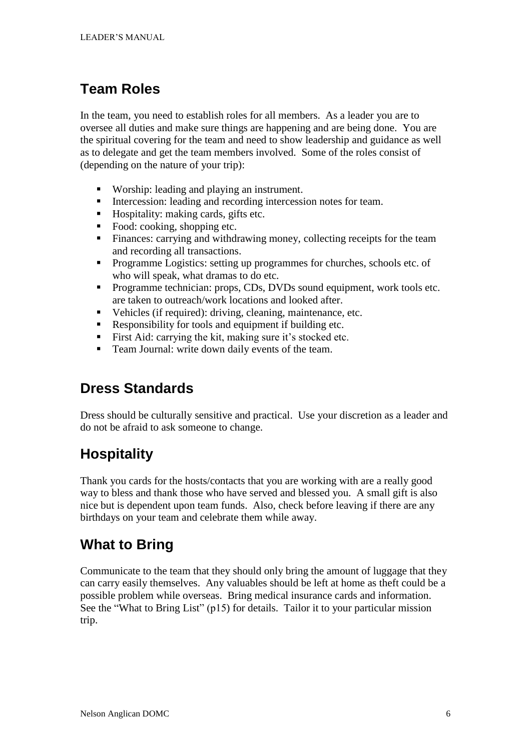## Team Roles

In the team, you need to establish roles for all members. As a leader you are to oversee all duties and make sure things are happening and are being done. You are the spiritual covering for the team and need to show leadership and guidance as well as to delegate and get the team members involved. Some of the roles consist of (depending on the nature of your trip):

- Worship: leading and playing an instrument.
- Intercession: leading and recording intercession notes for team.
- Hospitality: making cards, gifts etc.
- Food: cooking, shopping etc.
- Finances: carrying and withdrawing money, collecting receipts for the team and recording all transactions.
- Programme Logistics: setting up programmes for churches, schools etc. of who will speak, what dramas to do etc.
- Programme technician: props, CDs, DVDs sound equipment, work tools etc. are taken to outreach/work locations and looked after.
- Vehicles (if required): driving, cleaning, maintenance, etc.
- Responsibility for tools and equipment if building etc.
- First Aid: carrying the kit, making sure it's stocked etc.
- Team Journal: write down daily events of the team.

## Dress Standards

Dress should be culturally sensitive and practical. Use your discretion as a leader and do not be afraid to ask someone to change.

## Hospitality

Thank you cards for the hosts/contacts that you are working with are a really good way to bless and thank those who have served and blessed you. A small gift is also nice but is dependent upon team funds. Also, check before leaving if there are any birthdays on your team and celebrate them while away.

## What to Bring

Communicate to the team that they should only bring the amount of luggage that they can carry easily themselves. Any valuables should be left at home as theft could be a possible problem while overseas. Bring medical insurance cards and information. See the "What to Bring List" (p15) for details. Tailor it to your particular mission trip.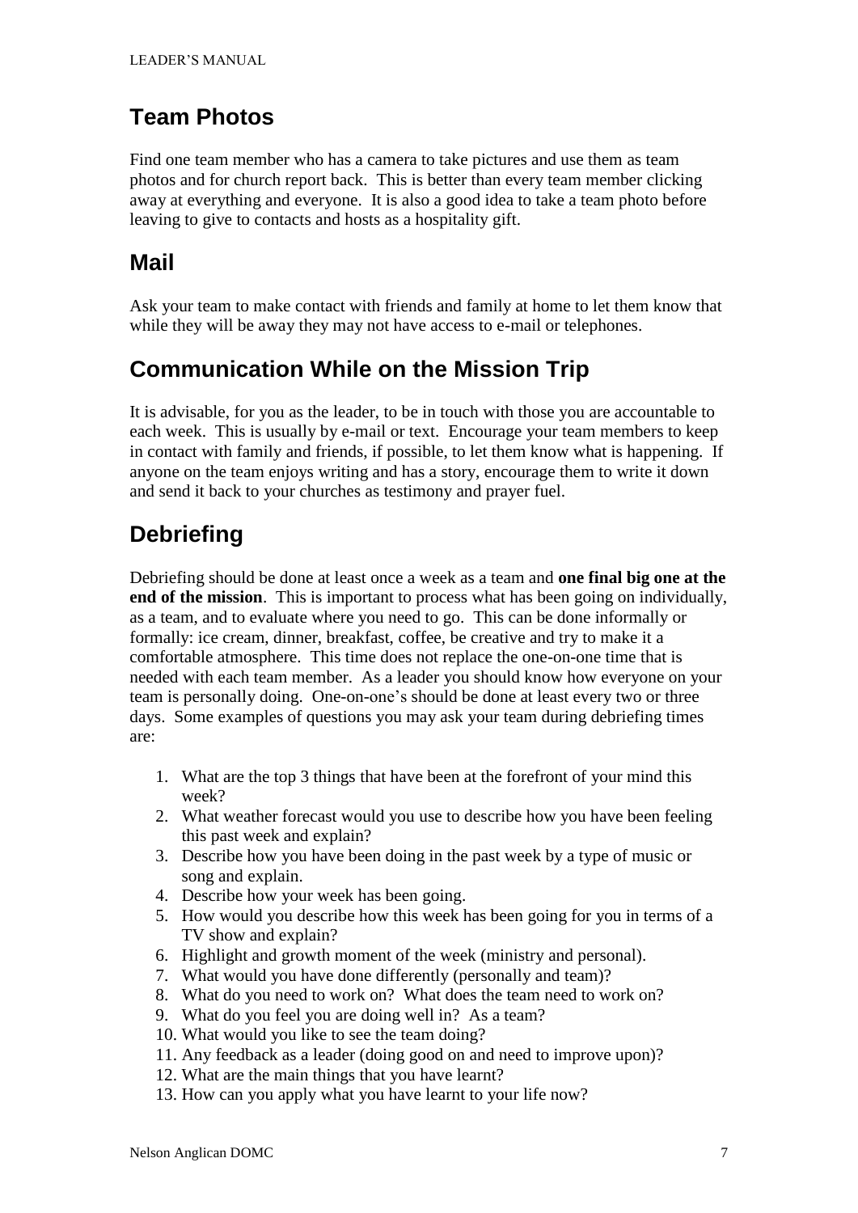## Team Photos

Find one team member who has a camera to take pictures and use them as team photos and for church report back. This is better than every team member clicking away at everything and everyone. It is also a good idea to take a team photo before leaving to give to contacts and hosts as a hospitality gift.

## Mail

Ask your team to make contact with friends and family at home to let them know that while they will be away they may not have access to e-mail or telephones.

## Communication While on the Mission Trip

It is advisable, for you as the leader, to be in touch with those you are accountable to each week. This is usually by e-mail or text. Encourage your team members to keep in contact with family and friends, if possible, to let them know what is happening. If anyone on the team enjoys writing and has a story, encourage them to write it down and send it back to your churches as testimony and prayer fuel.

## Debriefing

Debriefing should be done at least once a week as a team and **one final big one at the end of the mission**. This is important to process what has been going on individually, as a team, and to evaluate where you need to go. This can be done informally or formally: ice cream, dinner, breakfast, coffee, be creative and try to make it a comfortable atmosphere. This time does not replace the one-on-one time that is needed with each team member. As a leader you should know how everyone on your team is personally doing. One-on-one's should be done at least every two or three days. Some examples of questions you may ask your team during debriefing times are:

1. What are the top 3 things that have been at the forefront of your mind this week?
2. What weather forecast would you use to describe how you have been feeling this past week and explain?
3. Describe how you have been doing in the past week by a type of music or song and explain.
4. Describe how your week has been going.
5. How would you describe how this week has been going for you in terms of a TV show and explain?
6. Highlight and growth moment of the week (ministry and personal).
7. What would you have done differently (personally and team)?
8. What do you need to work on? What does the team need to work on?
9. What do you feel you are doing well in? As a team?
10. What would you like to see the team doing?
11. Any feedback as a leader (doing good on and need to improve upon)?
12. What are the main things that you have learnt?
13. How can you apply what you have learnt to your life now?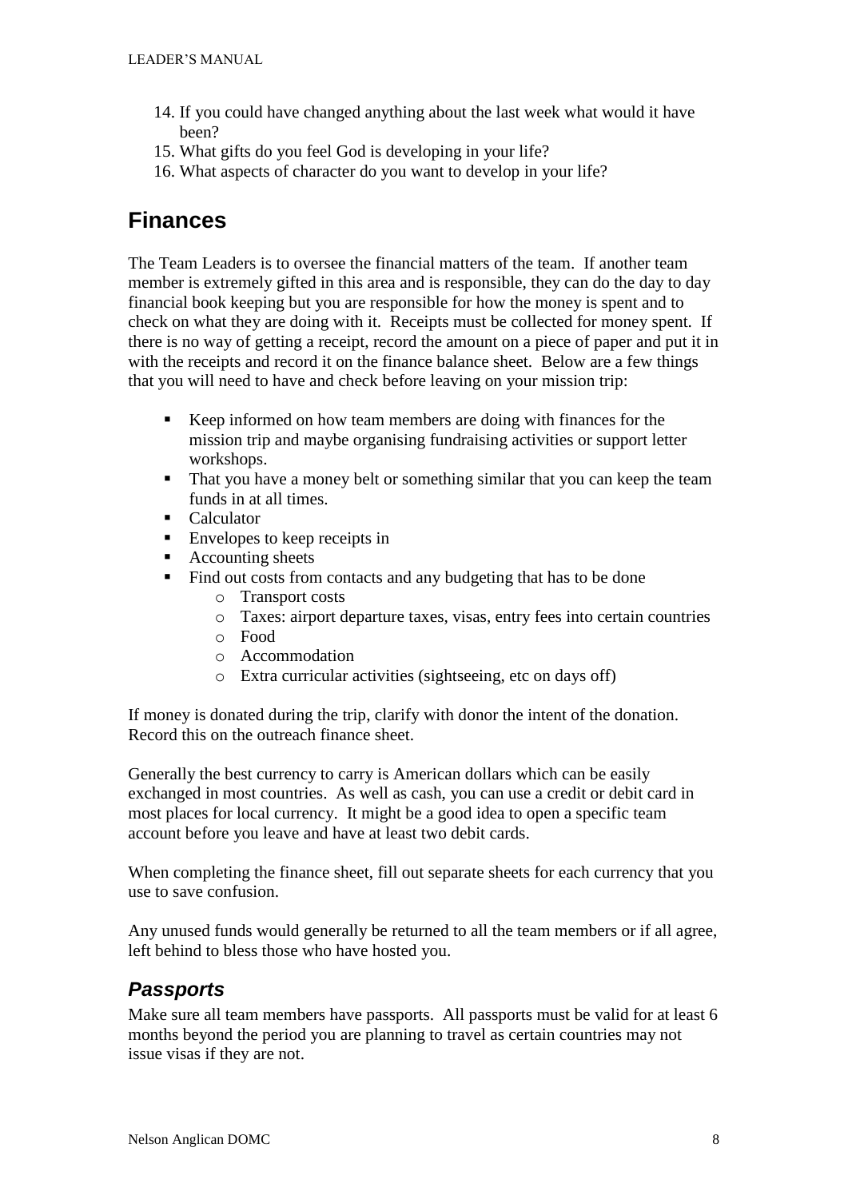14. If you could have changed anything about the last week what would it have been?
15. What gifts do you feel God is developing in your life?
16. What aspects of character do you want to develop in your life?

## Finances

The Team Leaders is to oversee the financial matters of the team. If another team member is extremely gifted in this area and is responsible, they can do the day to day financial book keeping but you are responsible for how the money is spent and to check on what they are doing with it. Receipts must be collected for money spent. If there is no way of getting a receipt, record the amount on a piece of paper and put it in with the receipts and record it on the finance balance sheet. Below are a few things that you will need to have and check before leaving on your mission trip:

- Keep informed on how team members are doing with finances for the mission trip and maybe organising fundraising activities or support letter workshops.
- That you have a money belt or something similar that you can keep the team funds in at all times.
- Calculator
- Envelopes to keep receipts in
- Accounting sheets
- Find out costs from contacts and any budgeting that has to be done
  - Transport costs
  - Taxes: airport departure taxes, visas, entry fees into certain countries
  - Food
  - Accommodation
  - Extra curricular activities (sightseeing, etc on days off)

If money is donated during the trip, clarify with donor the intent of the donation. Record this on the outreach finance sheet.

Generally the best currency to carry is American dollars which can be easily exchanged in most countries. As well as cash, you can use a credit or debit card in most places for local currency. It might be a good idea to open a specific team account before you leave and have at least two debit cards.

When completing the finance sheet, fill out separate sheets for each currency that you use to save confusion.

Any unused funds would generally be returned to all the team members or if all agree, left behind to bless those who have hosted you.

### *Passports*

Make sure all team members have passports. All passports must be valid for at least 6 months beyond the period you are planning to travel as certain countries may not issue visas if they are not.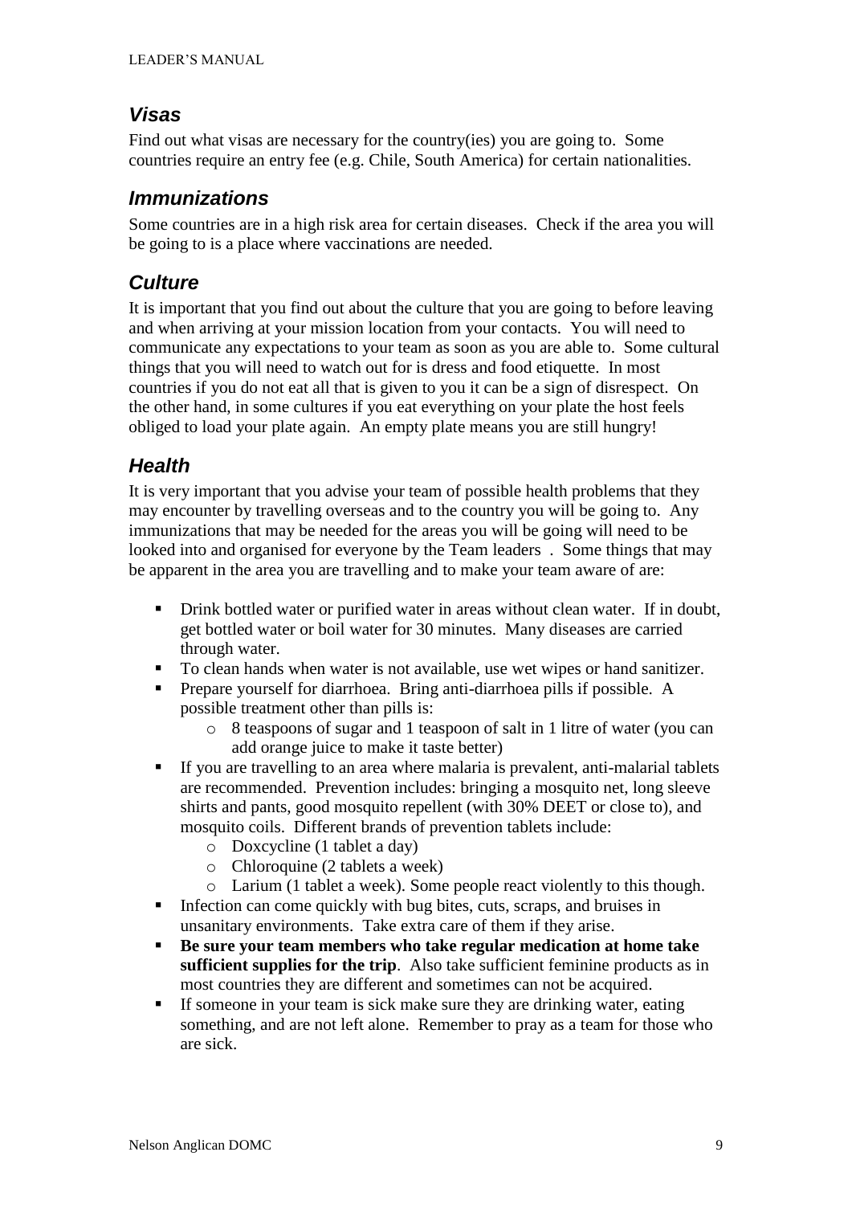### *Visas*

Find out what visas are necessary for the country(ies) you are going to. Some countries require an entry fee (e.g. Chile, South America) for certain nationalities.

### *Immunizations*

Some countries are in a high risk area for certain diseases. Check if the area you will be going to is a place where vaccinations are needed.

### *Culture*

It is important that you find out about the culture that you are going to before leaving and when arriving at your mission location from your contacts. You will need to communicate any expectations to your team as soon as you are able to. Some cultural things that you will need to watch out for is dress and food etiquette. In most countries if you do not eat all that is given to you it can be a sign of disrespect. On the other hand, in some cultures if you eat everything on your plate the host feels obliged to load your plate again. An empty plate means you are still hungry!

### *Health*

It is very important that you advise your team of possible health problems that they may encounter by travelling overseas and to the country you will be going to. Any immunizations that may be needed for the areas you will be going will need to be looked into and organised for everyone by the Team leaders . Some things that may be apparent in the area you are travelling and to make your team aware of are:

- Drink bottled water or purified water in areas without clean water. If in doubt, get bottled water or boil water for 30 minutes. Many diseases are carried through water.
- To clean hands when water is not available, use wet wipes or hand sanitizer.
- Prepare yourself for diarrhoea. Bring anti-diarrhoea pills if possible. A possible treatment other than pills is:
  - 8 teaspoons of sugar and 1 teaspoon of salt in 1 litre of water (you can add orange juice to make it taste better)
- If you are travelling to an area where malaria is prevalent, anti-malarial tablets are recommended. Prevention includes: bringing a mosquito net, long sleeve shirts and pants, good mosquito repellent (with 30% DEET or close to), and mosquito coils. Different brands of prevention tablets include:
  - Doxcycline (1 tablet a day)
  - Chloroquine (2 tablets a week)
  - Larium (1 tablet a week). Some people react violently to this though.
- Infection can come quickly with bug bites, cuts, scraps, and bruises in unsanitary environments. Take extra care of them if they arise.
- **Be sure your team members who take regular medication at home take sufficient supplies for the trip**. Also take sufficient feminine products as in most countries they are different and sometimes can not be acquired.
- If someone in your team is sick make sure they are drinking water, eating something, and are not left alone. Remember to pray as a team for those who are sick.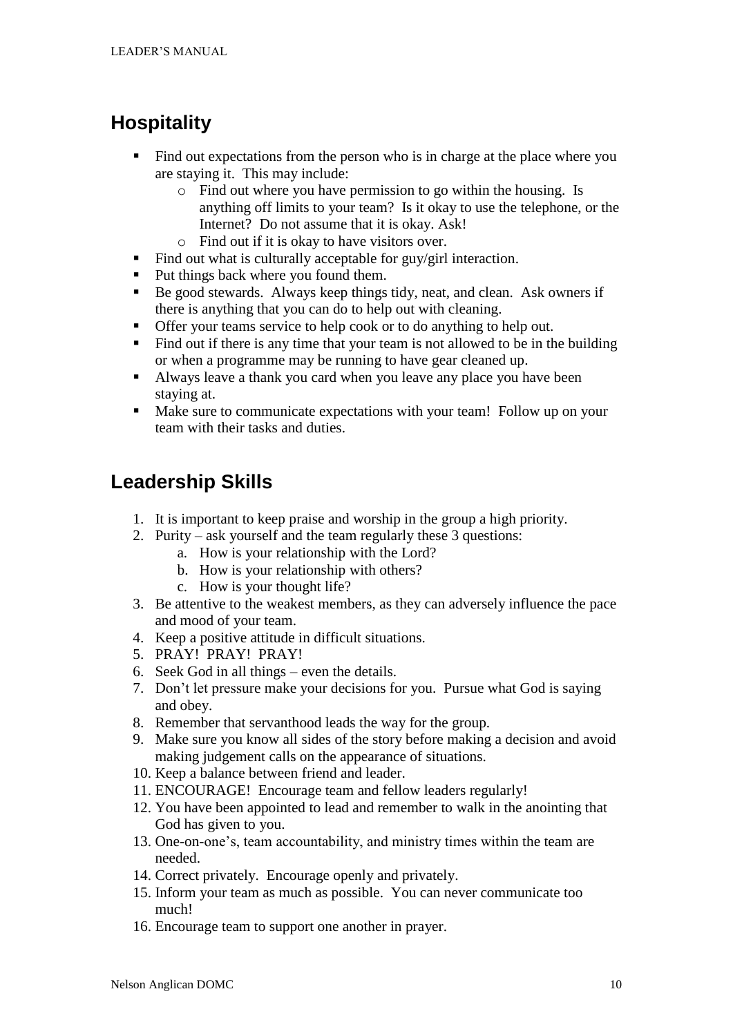## Hospitality

- Find out expectations from the person who is in charge at the place where you are staying it. This may include:
  - Find out where you have permission to go within the housing. Is anything off limits to your team? Is it okay to use the telephone, or the Internet? Do not assume that it is okay. Ask!
  - Find out if it is okay to have visitors over.
- Find out what is culturally acceptable for guy/girl interaction.
- Put things back where you found them.
- Be good stewards. Always keep things tidy, neat, and clean. Ask owners if there is anything that you can do to help out with cleaning.
- Offer your teams service to help cook or to do anything to help out.
- Find out if there is any time that your team is not allowed to be in the building or when a programme may be running to have gear cleaned up.
- Always leave a thank you card when you leave any place you have been staying at.
- Make sure to communicate expectations with your team! Follow up on your team with their tasks and duties.

## Leadership Skills

1. It is important to keep praise and worship in the group a high priority.
2. Purity – ask yourself and the team regularly these 3 questions:
   a. How is your relationship with the Lord?
   b. How is your relationship with others?
   c. How is your thought life?
3. Be attentive to the weakest members, as they can adversely influence the pace and mood of your team.
4. Keep a positive attitude in difficult situations.
5. PRAY! PRAY! PRAY!
6. Seek God in all things – even the details.
7. Don't let pressure make your decisions for you. Pursue what God is saying and obey.
8. Remember that servanthood leads the way for the group.
9. Make sure you know all sides of the story before making a decision and avoid making judgement calls on the appearance of situations.
10. Keep a balance between friend and leader.
11. ENCOURAGE! Encourage team and fellow leaders regularly!
12. You have been appointed to lead and remember to walk in the anointing that God has given to you.
13. One-on-one's, team accountability, and ministry times within the team are needed.
14. Correct privately. Encourage openly and privately.
15. Inform your team as much as possible. You can never communicate too much!
16. Encourage team to support one another in prayer.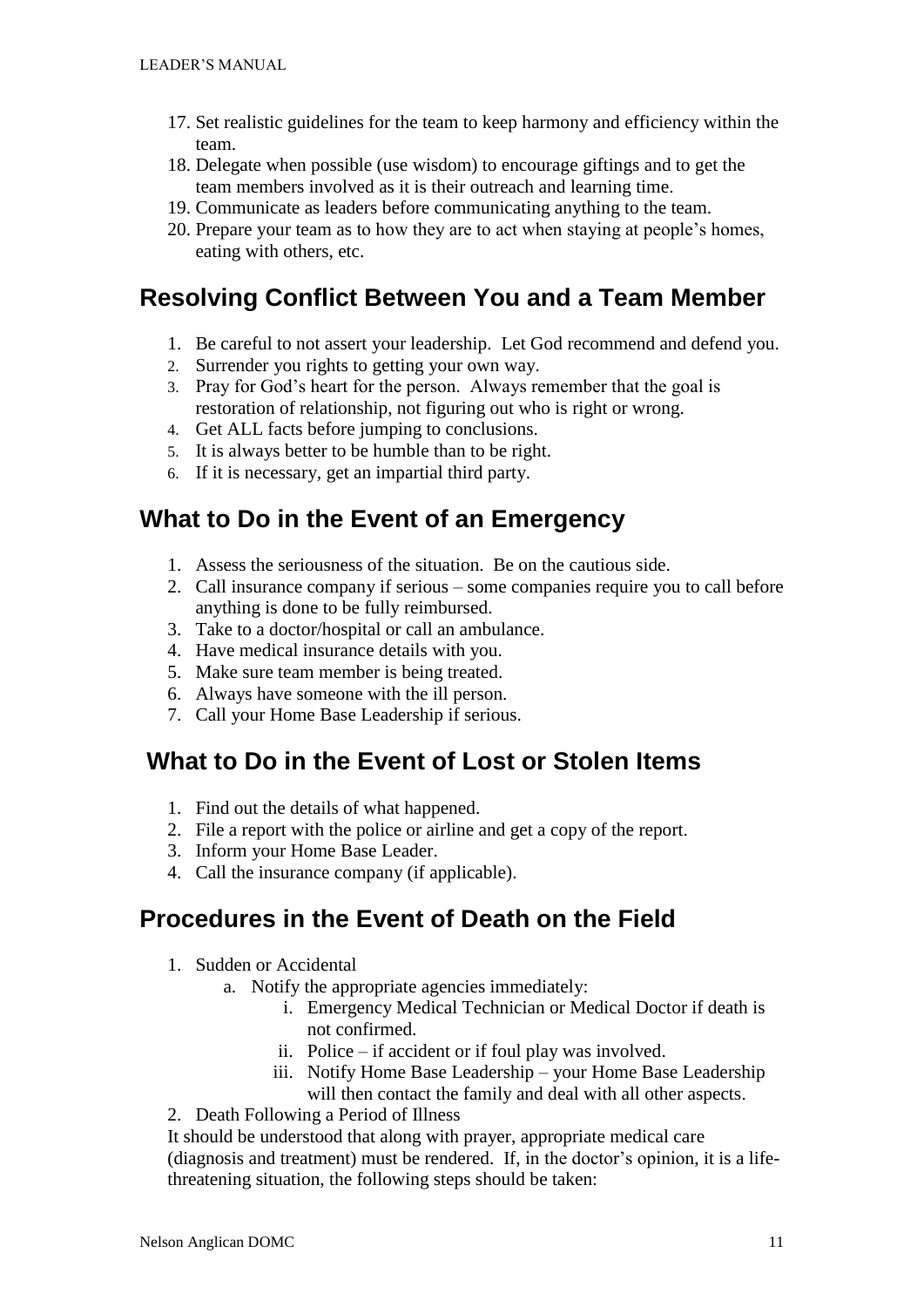17. Set realistic guidelines for the team to keep harmony and efficiency within the team.
18. Delegate when possible (use wisdom) to encourage giftings and to get the team members involved as it is their outreach and learning time.
19. Communicate as leaders before communicating anything to the team.
20. Prepare your team as to how they are to act when staying at people's homes, eating with others, etc.

## Resolving Conflict Between You and a Team Member

1. Be careful to not assert your leadership. Let God recommend and defend you.
2. Surrender you rights to getting your own way.
3. Pray for God's heart for the person. Always remember that the goal is restoration of relationship, not figuring out who is right or wrong.
4. Get ALL facts before jumping to conclusions.
5. It is always better to be humble than to be right.
6. If it is necessary, get an impartial third party.

## What to Do in the Event of an Emergency

1. Assess the seriousness of the situation. Be on the cautious side.
2. Call insurance company if serious – some companies require you to call before anything is done to be fully reimbursed.
3. Take to a doctor/hospital or call an ambulance.
4. Have medical insurance details with you.
5. Make sure team member is being treated.
6. Always have someone with the ill person.
7. Call your Home Base Leadership if serious.

## What to Do in the Event of Lost or Stolen Items

1. Find out the details of what happened.
2. File a report with the police or airline and get a copy of the report.
3. Inform your Home Base Leader.
4. Call the insurance company (if applicable).

## Procedures in the Event of Death on the Field

1. Sudden or Accidental
   a. Notify the appropriate agencies immediately:
      i. Emergency Medical Technician or Medical Doctor if death is not confirmed.
      ii. Police – if accident or if foul play was involved.
      iii. Notify Home Base Leadership – your Home Base Leadership will then contact the family and deal with all other aspects.
2. Death Following a Period of Illness

It should be understood that along with prayer, appropriate medical care (diagnosis and treatment) must be rendered. If, in the doctor's opinion, it is a life-threatening situation, the following steps should be taken: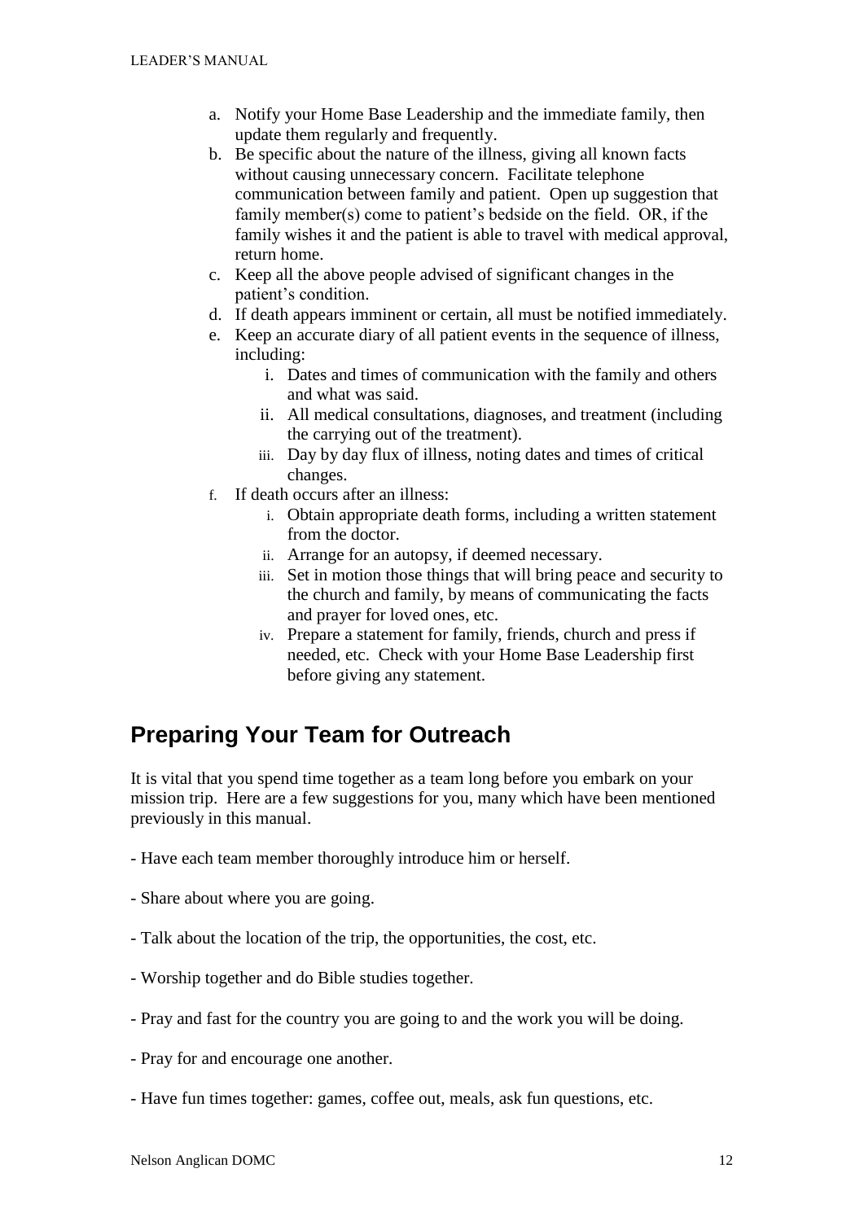a. Notify your Home Base Leadership and the immediate family, then update them regularly and frequently.
b. Be specific about the nature of the illness, giving all known facts without causing unnecessary concern. Facilitate telephone communication between family and patient. Open up suggestion that family member(s) come to patient's bedside on the field. OR, if the family wishes it and the patient is able to travel with medical approval, return home.
c. Keep all the above people advised of significant changes in the patient's condition.
d. If death appears imminent or certain, all must be notified immediately.
e. Keep an accurate diary of all patient events in the sequence of illness, including:
    i. Dates and times of communication with the family and others and what was said.
    ii. All medical consultations, diagnoses, and treatment (including the carrying out of the treatment).
    iii. Day by day flux of illness, noting dates and times of critical changes.
f. If death occurs after an illness:
    i. Obtain appropriate death forms, including a written statement from the doctor.
    ii. Arrange for an autopsy, if deemed necessary.
    iii. Set in motion those things that will bring peace and security to the church and family, by means of communicating the facts and prayer for loved ones, etc.
    iv. Prepare a statement for family, friends, church and press if needed, etc. Check with your Home Base Leadership first before giving any statement.

## Preparing Your Team for Outreach

It is vital that you spend time together as a team long before you embark on your mission trip. Here are a few suggestions for you, many which have been mentioned previously in this manual.

- Have each team member thoroughly introduce him or herself.

- Share about where you are going.

- Talk about the location of the trip, the opportunities, the cost, etc.

- Worship together and do Bible studies together.

- Pray and fast for the country you are going to and the work you will be doing.

- Pray for and encourage one another.

- Have fun times together: games, coffee out, meals, ask fun questions, etc.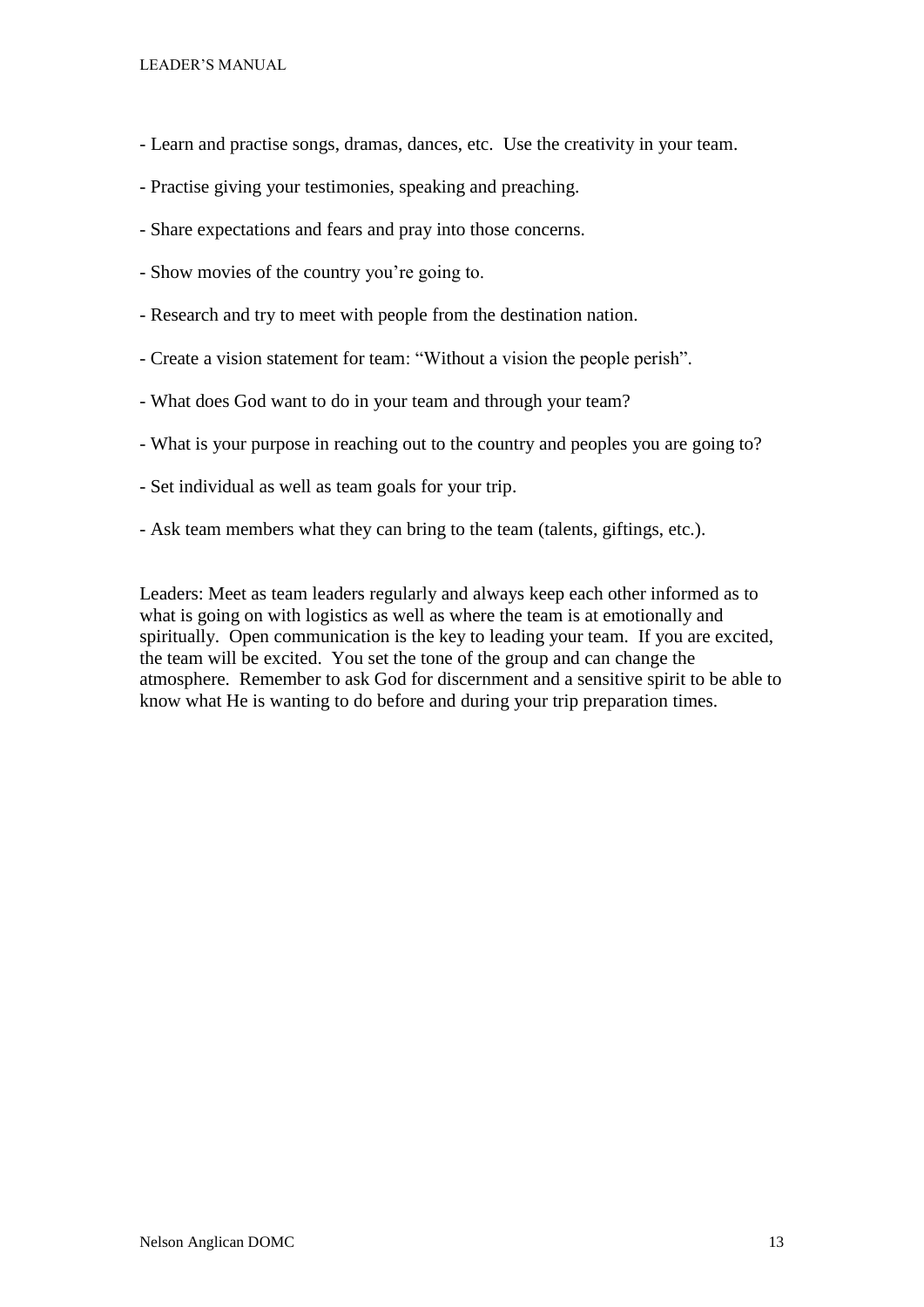- Learn and practise songs, dramas, dances, etc.  Use the creativity in your team.

- Practise giving your testimonies, speaking and preaching.

- Share expectations and fears and pray into those concerns.

- Show movies of the country you're going to.

- Research and try to meet with people from the destination nation.

- Create a vision statement for team: "Without a vision the people perish".

- What does God want to do in your team and through your team?

- What is your purpose in reaching out to the country and peoples you are going to?

- Set individual as well as team goals for your trip.

- Ask team members what they can bring to the team (talents, giftings, etc.).

Leaders: Meet as team leaders regularly and always keep each other informed as to what is going on with logistics as well as where the team is at emotionally and spiritually.  Open communication is the key to leading your team.  If you are excited, the team will be excited.  You set the tone of the group and can change the atmosphere.  Remember to ask God for discernment and a sensitive spirit to be able to know what He is wanting to do before and during your trip preparation times.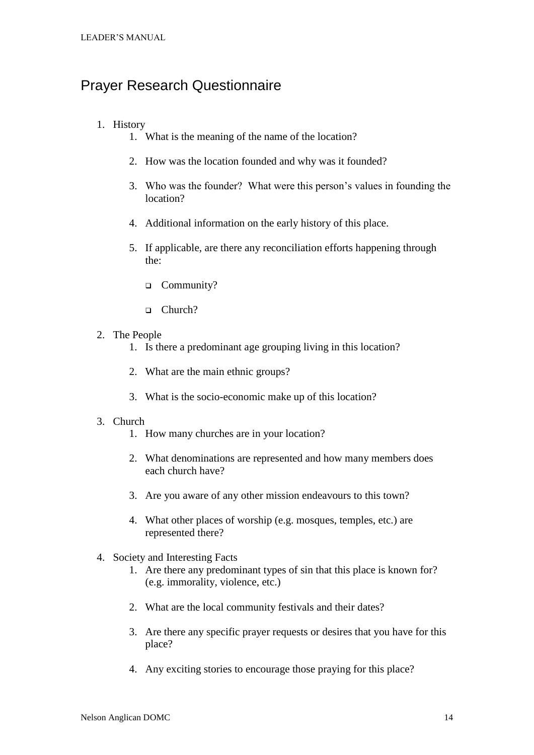# Prayer Research Questionnaire

1. History
    1. What is the meaning of the name of the location?

    2. How was the location founded and why was it founded?

    3. Who was the founder? What were this person's values in founding the location?

    4. Additional information on the early history of this place.

    5. If applicable, are there any reconciliation efforts happening through the:

        - Community?

        - Church?

2. The People
    1. Is there a predominant age grouping living in this location?

    2. What are the main ethnic groups?

    3. What is the socio-economic make up of this location?

3. Church
    1. How many churches are in your location?

    2. What denominations are represented and how many members does each church have?

    3. Are you aware of any other mission endeavours to this town?

    4. What other places of worship (e.g. mosques, temples, etc.) are represented there?

4. Society and Interesting Facts
    1. Are there any predominant types of sin that this place is known for? (e.g. immorality, violence, etc.)

    2. What are the local community festivals and their dates?

    3. Are there any specific prayer requests or desires that you have for this place?

    4. Any exciting stories to encourage those praying for this place?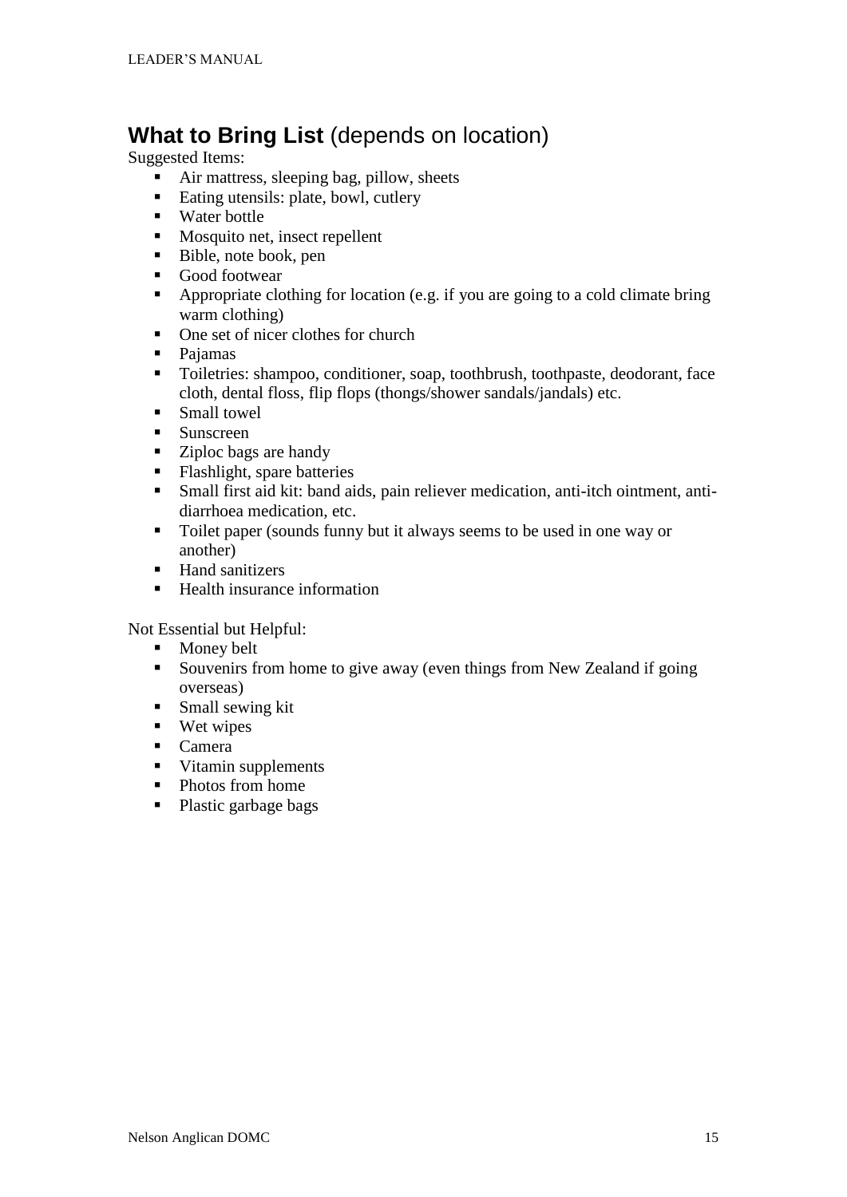## **What to Bring List** (depends on location)

Suggested Items:

- Air mattress, sleeping bag, pillow, sheets
- Eating utensils: plate, bowl, cutlery
- Water bottle
- Mosquito net, insect repellent
- Bible, note book, pen
- Good footwear
- Appropriate clothing for location (e.g. if you are going to a cold climate bring warm clothing)
- One set of nicer clothes for church
- Pajamas
- Toiletries: shampoo, conditioner, soap, toothbrush, toothpaste, deodorant, face cloth, dental floss, flip flops (thongs/shower sandals/jandals) etc.
- Small towel
- Sunscreen
- Ziploc bags are handy
- Flashlight, spare batteries
- Small first aid kit: band aids, pain reliever medication, anti-itch ointment, anti-diarrhoea medication, etc.
- Toilet paper (sounds funny but it always seems to be used in one way or another)
- Hand sanitizers
- Health insurance information

Not Essential but Helpful:

- Money belt
- Souvenirs from home to give away (even things from New Zealand if going overseas)
- Small sewing kit
- Wet wipes
- Camera
- Vitamin supplements
- Photos from home
- Plastic garbage bags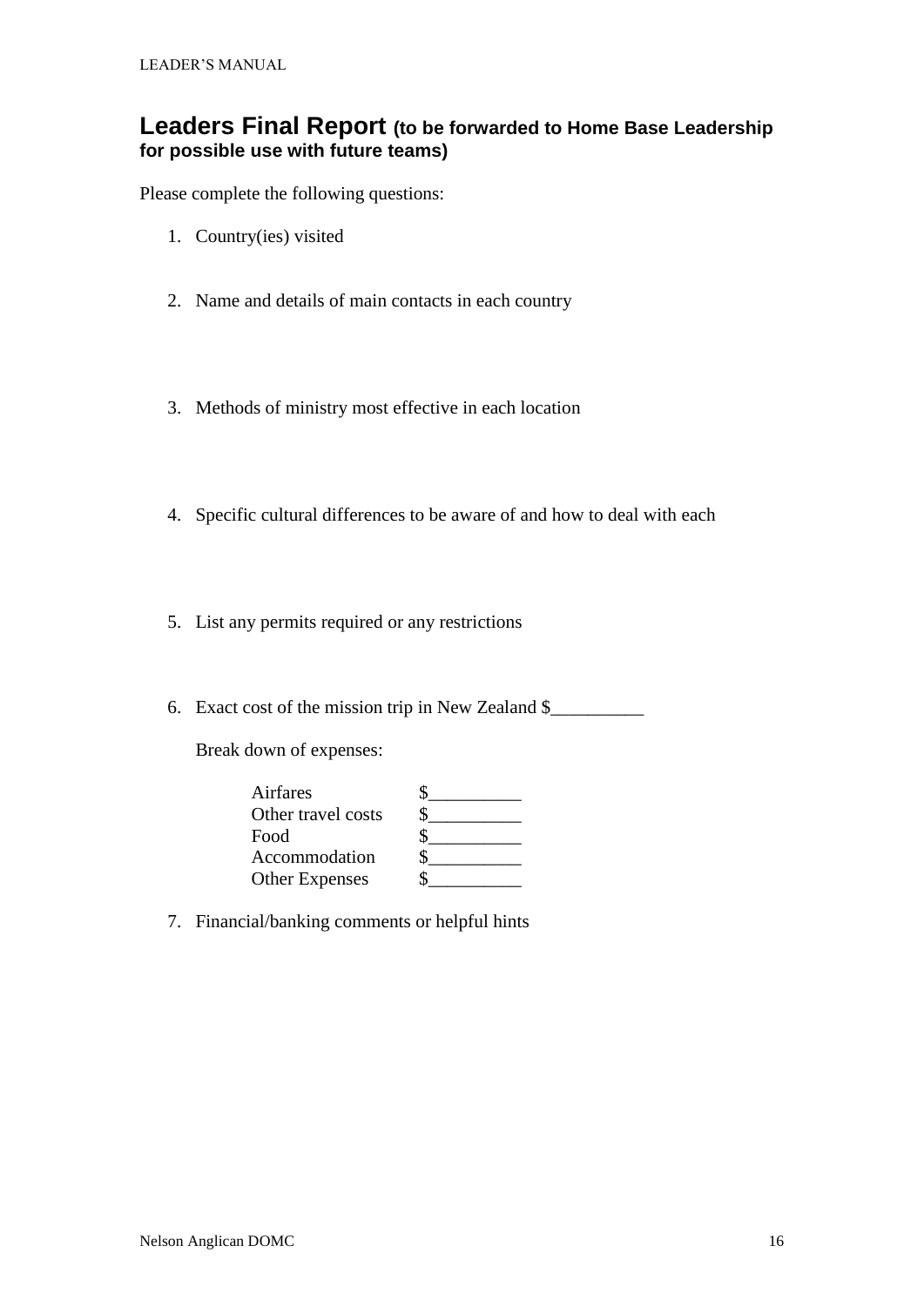## Leaders Final Report (to be forwarded to Home Base Leadership for possible use with future teams)

Please complete the following questions:

1. Country(ies) visited

2. Name and details of main contacts in each country

3. Methods of ministry most effective in each location

4. Specific cultural differences to be aware of and how to deal with each

5. List any permits required or any restrictions

6. Exact cost of the mission trip in New Zealand $__________

   Break down of expenses:

   | | |
   |---|---|
   | Airfares | $__________ |
   | Other travel costs | $__________ |
   | Food | $__________ |
   | Accommodation | $__________ |
   | Other Expenses | $__________ |

7. Financial/banking comments or helpful hints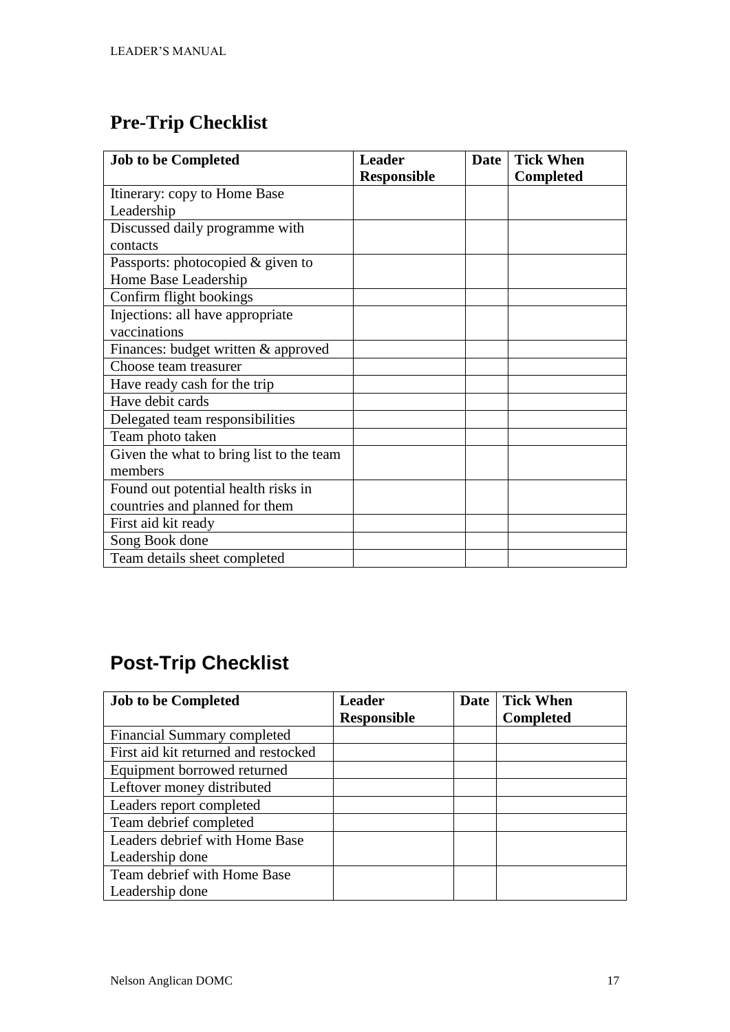## Pre-Trip Checklist

| Job to be Completed | Leader Responsible | Date | Tick When Completed |
|---|---|---|---|
| Itinerary: copy to Home Base Leadership | | | |
| Discussed daily programme with contacts | | | |
| Passports: photocopied & given to Home Base Leadership | | | |
| Confirm flight bookings | | | |
| Injections: all have appropriate vaccinations | | | |
| Finances: budget written & approved | | | |
| Choose team treasurer | | | |
| Have ready cash for the trip | | | |
| Have debit cards | | | |
| Delegated team responsibilities | | | |
| Team photo taken | | | |
| Given the what to bring list to the team members | | | |
| Found out potential health risks in countries and planned for them | | | |
| First aid kit ready | | | |
| Song Book done | | | |
| Team details sheet completed | | | |

## Post-Trip Checklist

| Job to be Completed | Leader Responsible | Date | Tick When Completed |
|---|---|---|---|
| Financial Summary completed | | | |
| First aid kit returned and restocked | | | |
| Equipment borrowed returned | | | |
| Leftover money distributed | | | |
| Leaders report completed | | | |
| Team debrief completed | | | |
| Leaders debrief with Home Base Leadership done | | | |
| Team debrief with Home Base Leadership done | | | |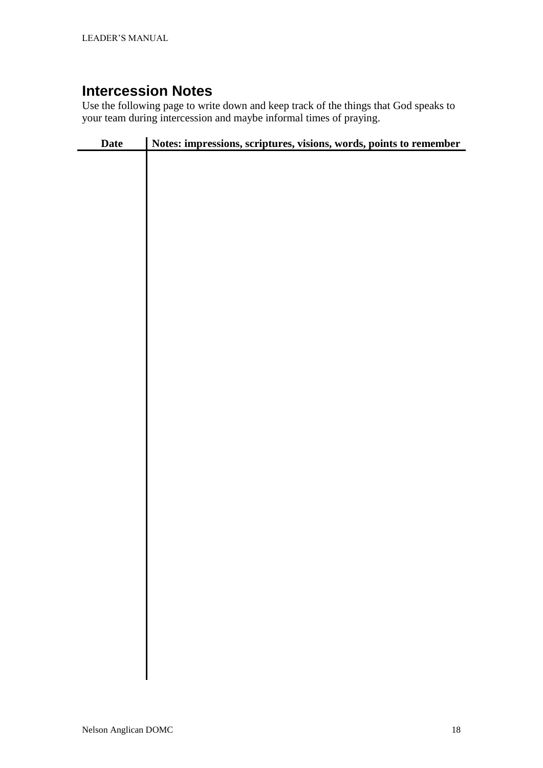## Intercession Notes

Use the following page to write down and keep track of the things that God speaks to your team during intercession and maybe informal times of praying.

| Date | Notes: impressions, scriptures, visions, words, points to remember |
| --- | --- |
| | |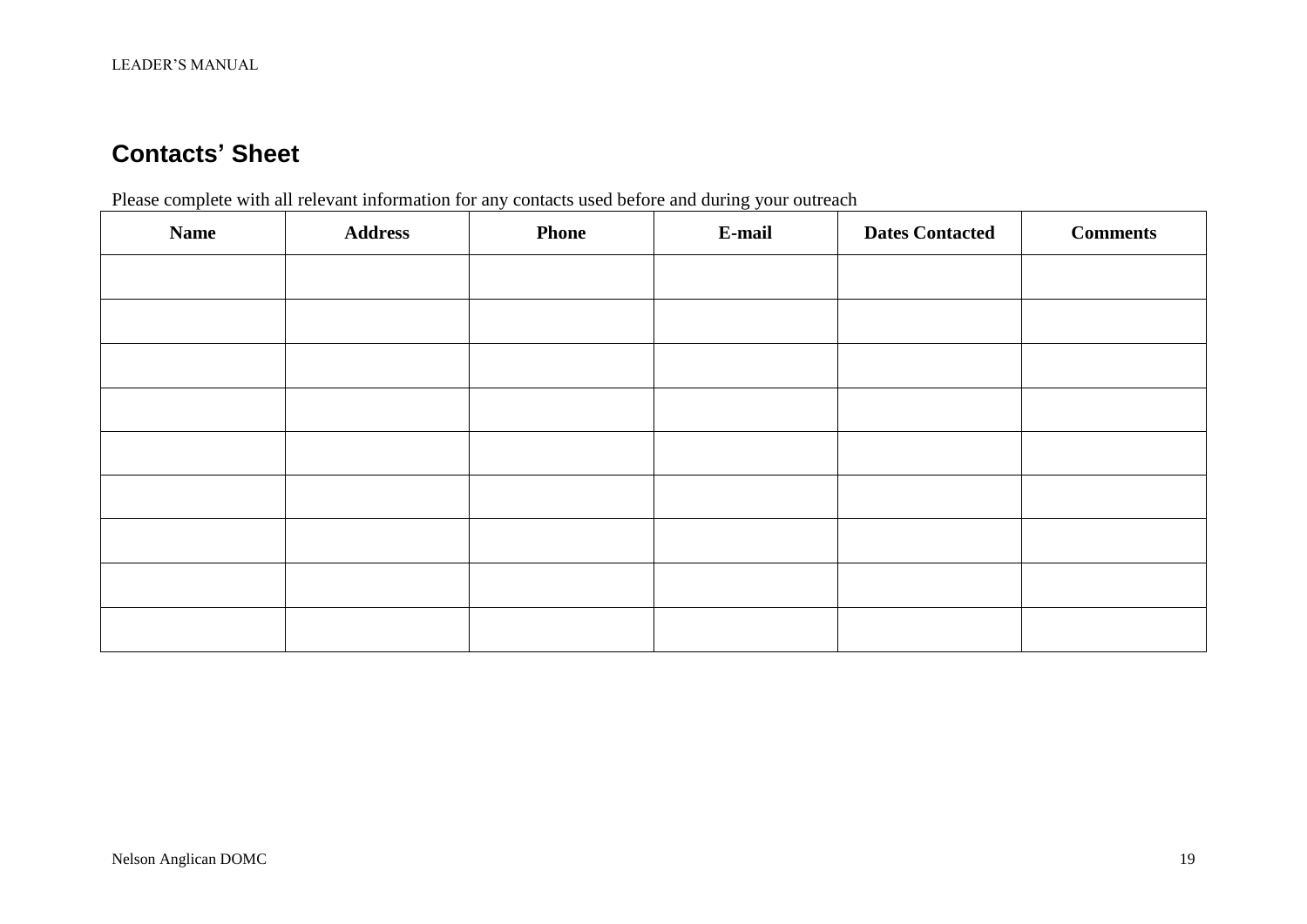## Contacts' Sheet

Please complete with all relevant information for any contacts used before and during your outreach

| Name | Address | Phone | E-mail | Dates Contacted | Comments |
|---|---|---|---|---|---|
| | | | | | |
| | | | | | |
| | | | | | |
| | | | | | |
| | | | | | |
| | | | | | |
| | | | | | |
| | | | | | |
| | | | | | |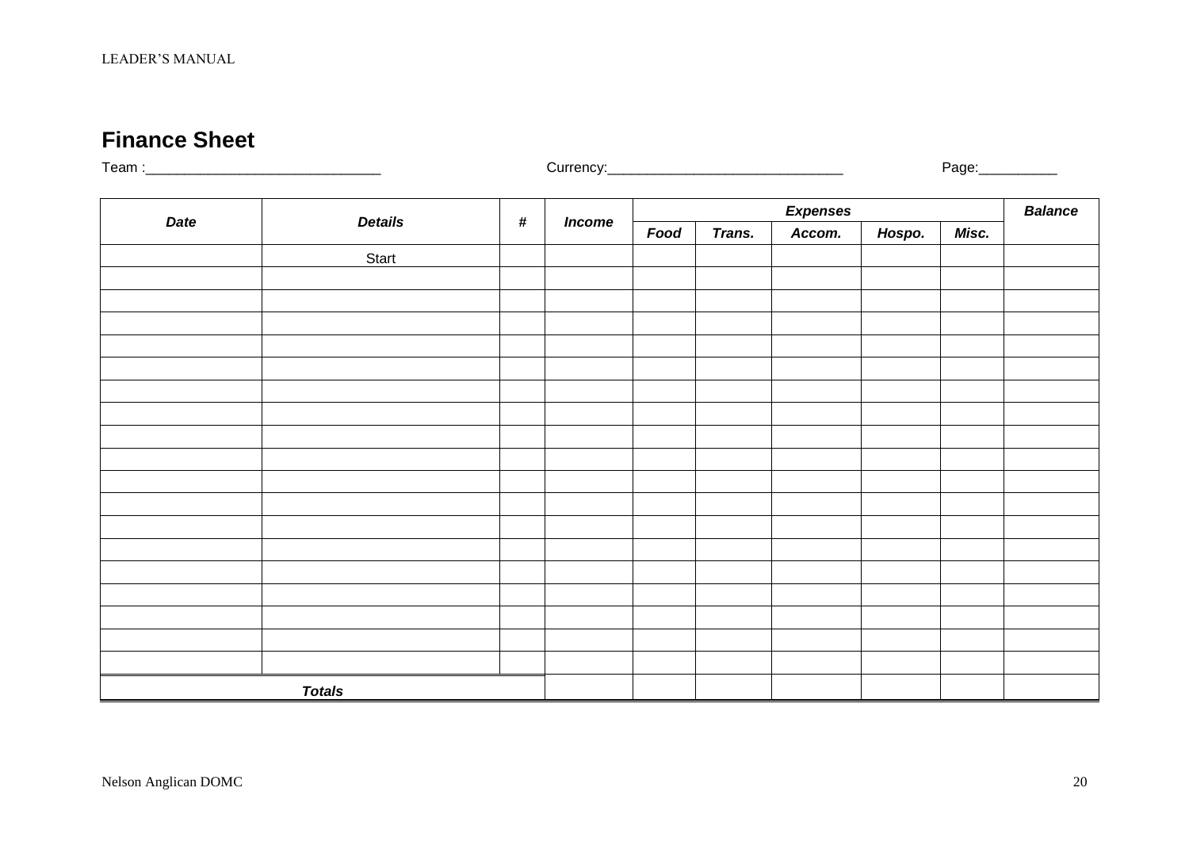## Finance Sheet

Team :______________________________ Currency:______________________________ Page:__________

| *Date* | *Details* | *#* | *Income* | *Expenses* | | | | | *Balance* |
|---|---|---|---|---|---|---|---|---|---|
| | | | | *Food* | *Trans.* | *Accom.* | *Hospo.* | *Misc.* | |
| | Start | | | | | | | | |
| | | | | | | | | | |
| | | | | | | | | | |
| | | | | | | | | | |
| | | | | | | | | | |
| | | | | | | | | | |
| | | | | | | | | | |
| | | | | | | | | | |
| | | | | | | | | | |
| | | | | | | | | | |
| | | | | | | | | | |
| | | | | | | | | | |
| | | | | | | | | | |
| | | | | | | | | | |
| | | | | | | | | | |
| | | | | | | | | | |
| | | | | | | | | | |
| | | | | | | | | | |
| | | | | | | | | | |
| *Totals* | | | | | | | | | |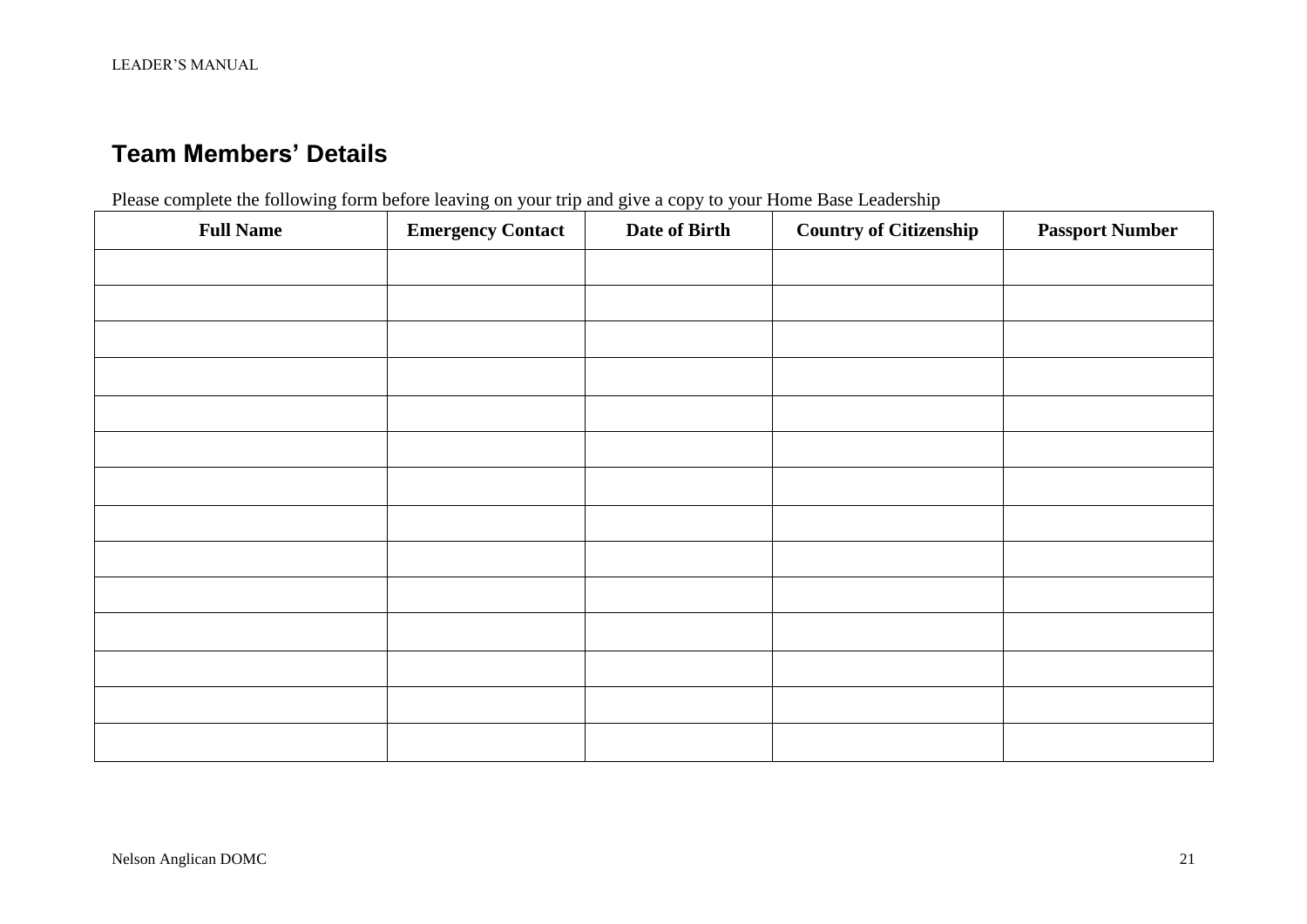## Team Members' Details

Please complete the following form before leaving on your trip and give a copy to your Home Base Leadership

| Full Name | Emergency Contact | Date of Birth | Country of Citizenship | Passport Number |
|---|---|---|---|---|
| | | | | |
| | | | | |
| | | | | |
| | | | | |
| | | | | |
| | | | | |
| | | | | |
| | | | | |
| | | | | |
| | | | | |
| | | | | |
| | | | | |
| | | | | |
| | | | | |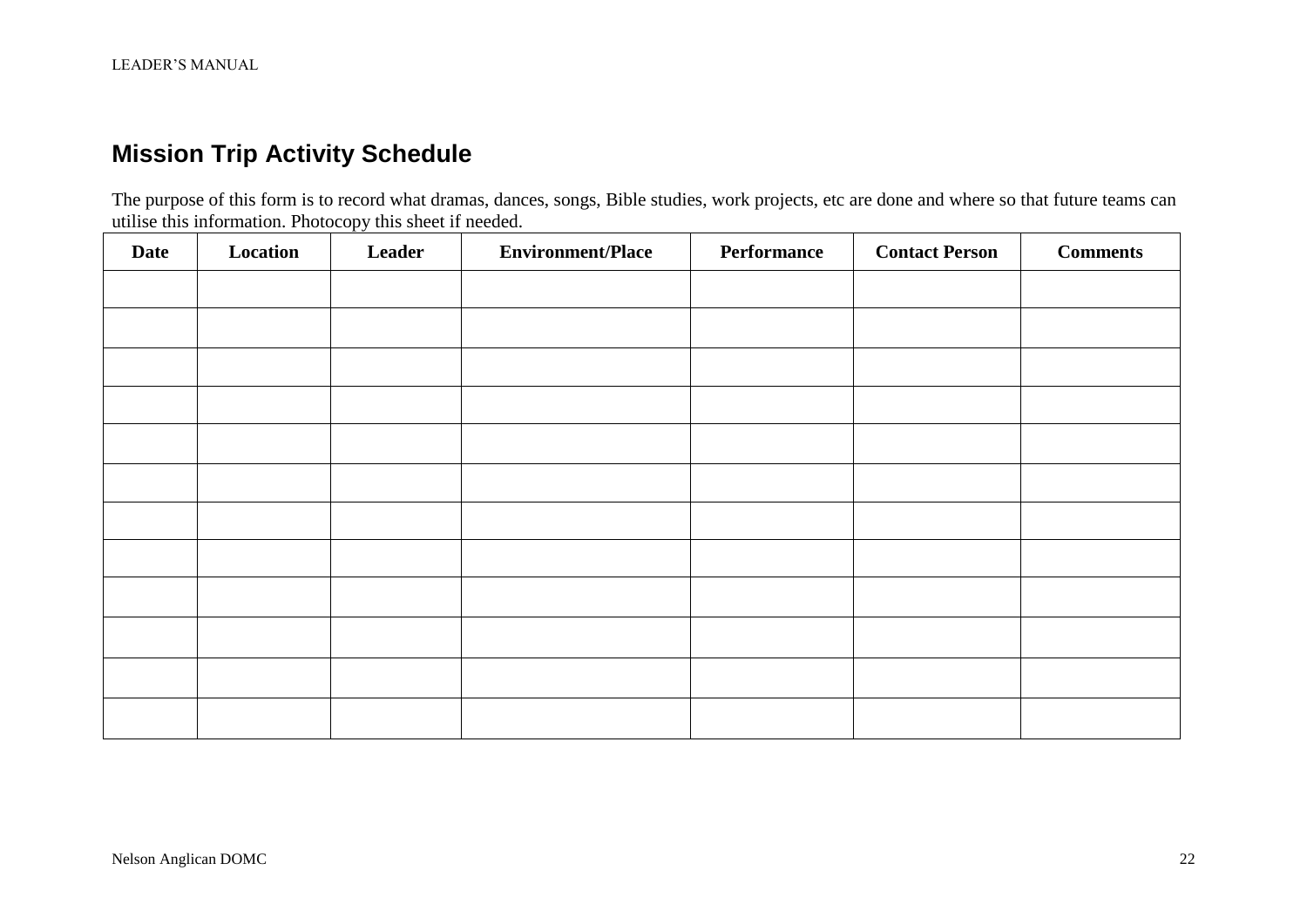## Mission Trip Activity Schedule

The purpose of this form is to record what dramas, dances, songs, Bible studies, work projects, etc are done and where so that future teams can utilise this information. Photocopy this sheet if needed.

| Date | Location | Leader | Environment/Place | Performance | Contact Person | Comments |
|---|---|---|---|---|---|---|
| | | | | | | |
| | | | | | | |
| | | | | | | |
| | | | | | | |
| | | | | | | |
| | | | | | | |
| | | | | | | |
| | | | | | | |
| | | | | | | |
| | | | | | | |
| | | | | | | |
| | | | | | | |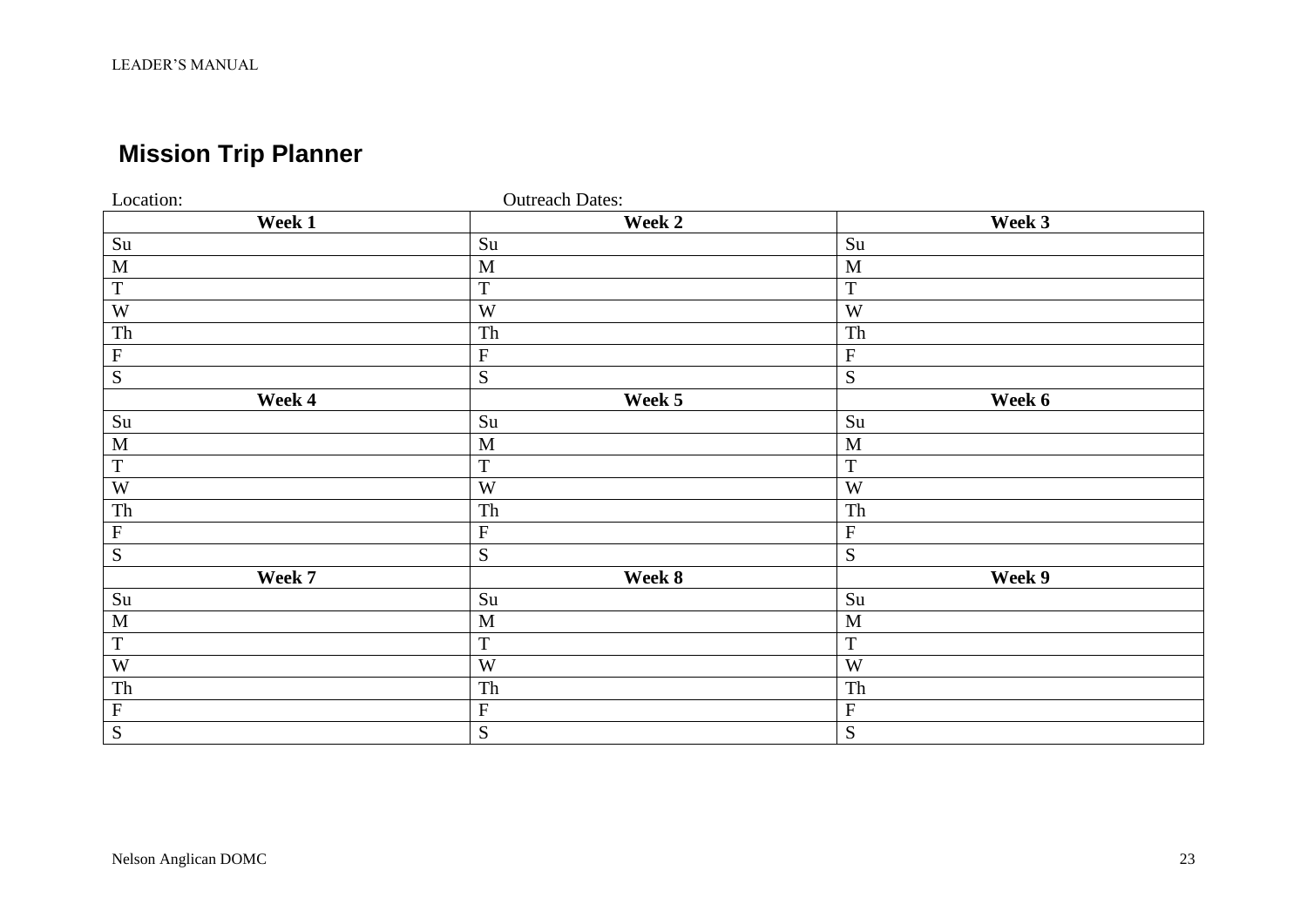## Mission Trip Planner

Location: Outreach Dates:

| Week 1 | Week 2 | Week 3 |
|---|---|---|
| Su | Su | Su |
| M | M | M |
| T | T | T |
| W | W | W |
| Th | Th | Th |
| F | F | F |
| S | S | S |
| **Week 4** | **Week 5** | **Week 6** |
| Su | Su | Su |
| M | M | M |
| T | T | T |
| W | W | W |
| Th | Th | Th |
| F | F | F |
| S | S | S |
| **Week 7** | **Week 8** | **Week 9** |
| Su | Su | Su |
| M | M | M |
| T | T | T |
| W | W | W |
| Th | Th | Th |
| F | F | F |
| S | S | S |